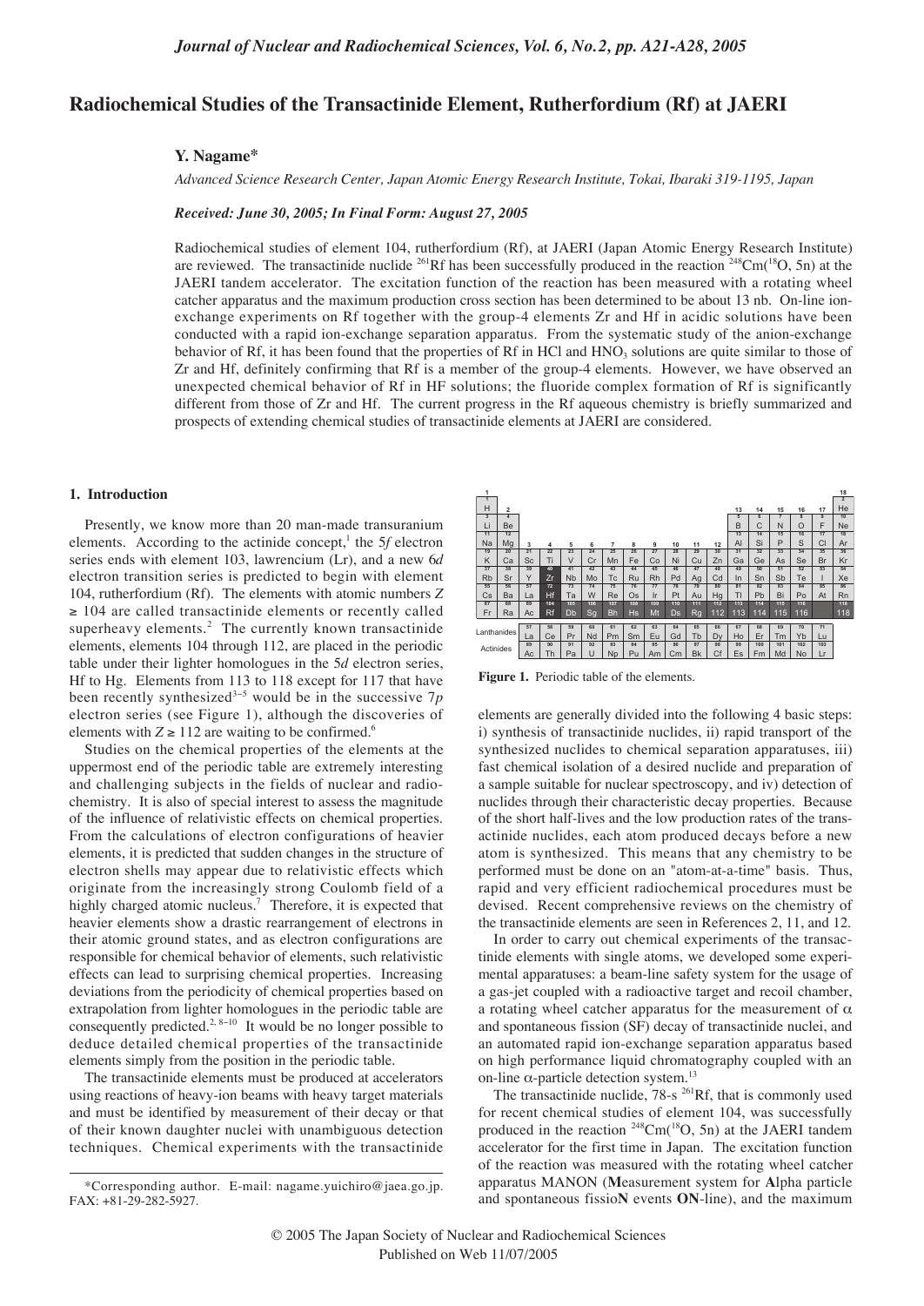# Radiochemical Studies of the Transactinide Element, Rutherfordium (Rf) at JAERI

**Y. Nagame***

*Advanced Science Research Center, Japan Atomic Energy Research Institute, Tokai, Ibaraki 319-1195, Japan*

***Received: June 30, 2005; In Final Form: August 27, 2005***

Radiochemical studies of element 104, rutherfordium (Rf), at JAERI (Japan Atomic Energy Research Institute) are reviewed. The transactinide nuclide $^{261}$Rf has been successfully produced in the reaction $^{248}$Cm($^{18}$O, 5n) at the JAERI tandem accelerator. The excitation function of the reaction has been measured with a rotating wheel catcher apparatus and the maximum production cross section has been determined to be about 13 nb. On-line ion-exchange experiments on Rf together with the group-4 elements Zr and Hf in acidic solutions have been conducted with a rapid ion-exchange separation apparatus. From the systematic study of the anion-exchange behavior of Rf, it has been found that the properties of Rf in HCl and $HNO_3$ solutions are quite similar to those of Zr and Hf, definitely confirming that Rf is a member of the group-4 elements. However, we have observed an unexpected chemical behavior of Rf in HF solutions; the fluoride complex formation of Rf is significantly different from those of Zr and Hf. The current progress in the Rf aqueous chemistry is briefly summarized and prospects of extending chemical studies of transactinide elements at JAERI are considered.

## 1. Introduction

Presently, we know more than 20 man-made transuranium elements. According to the actinide concept,[1] the 5*f* electron series ends with element 103, lawrencium (Lr), and a new 6*d* electron transition series is predicted to begin with element 104, rutherfordium (Rf). The elements with atomic numbers $Z \geq 104$ are called transactinide elements or recently called superheavy elements.[2] The currently known transactinide elements, elements 104 through 112, are placed in the periodic table under their lighter homologues in the 5*d* electron series, Hf to Hg. Elements from 113 to 118 except for 117 that have been recently synthesized[3–5] would be in the successive 7*p* electron series (see Figure 1), although the discoveries of elements with $Z \geq 112$ are waiting to be confirmed.[6]

Studies on the chemical properties of the elements at the uppermost end of the periodic table are extremely interesting and challenging subjects in the fields of nuclear and radiochemistry. It is also of special interest to assess the magnitude of the influence of relativistic effects on chemical properties. From the calculations of electron configurations of heavier elements, it is predicted that sudden changes in the structure of electron shells may appear due to relativistic effects which originate from the increasingly strong Coulomb field of a highly charged atomic nucleus.[7] Therefore, it is expected that heavier elements show a drastic rearrangement of electrons in their atomic ground states, and as electron configurations are responsible for chemical behavior of elements, such relativistic effects can lead to surprising chemical properties. Increasing deviations from the periodicity of chemical properties based on extrapolation from lighter homologues in the periodic table are consequently predicted.[2, 8–10] It would be no longer possible to deduce detailed chemical properties of the transactinide elements simply from the position in the periodic table.

The transactinide elements must be produced at accelerators using reactions of heavy-ion beams with heavy target materials and must be identified by measurement of their decay or that of their known daughter nuclei with unambiguous detection techniques. Chemical experiments with the transactinide elements are generally divided into the following 4 basic steps: i) synthesis of transactinide nuclides, ii) rapid transport of the synthesized nuclides to chemical separation apparatuses, iii) fast chemical isolation of a desired nuclide and preparation of a sample suitable for nuclear spectroscopy, and iv) detection of nuclides through their characteristic decay properties. Because of the short half-lives and the low production rates of the transactinide nuclides, each atom produced decays before a new atom is synthesized. This means that any chemistry to be performed must be done on an "atom-at-a-time" basis. Thus, rapid and very efficient radiochemical procedures must be devised. Recent comprehensive reviews on the chemistry of the transactinide elements are seen in References 2, 11, and 12.

Figure 1. Periodic table of the elements.

In order to carry out chemical experiments of the transactinide elements with single atoms, we developed some experimental apparatuses: a beam-line safety system for the usage of a gas-jet coupled with a radioactive target and recoil chamber, a rotating wheel catcher apparatus for the measurement of $\alpha$ and spontaneous fission (SF) decay of transactinide nuclei, and an automated rapid ion-exchange separation apparatus based on high performance liquid chromatography coupled with an on-line $\alpha$-particle detection system.[13]

The transactinide nuclide, 78-s $^{261}$Rf, that is commonly used for recent chemical studies of element 104, was successfully produced in the reaction $^{248}$Cm($^{18}$O, 5n) at the JAERI tandem accelerator for the first time in Japan. The excitation function of the reaction was measured with the rotating wheel catcher apparatus MANON (**M**easurement system for **A**lpha particle and spontaneous fissio**N** events **ON**-line), and the maximum

*Corresponding author. E-mail: nagame.yuichiro@jaea.go.jp. FAX: +81-29-282-5927.

© 2005 The Japan Society of Nuclear and Radiochemical Sciences
Published on Web 11/07/2005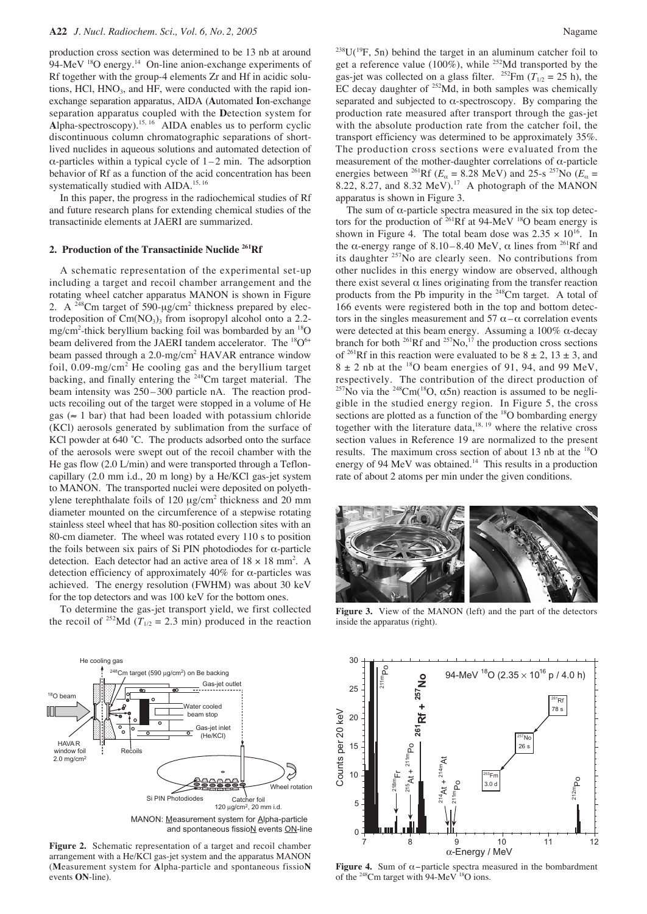production cross section was determined to be 13 nb at around 94-MeV $^{18}O$ energy.[14] On-line anion-exchange experiments of Rf together with the group-4 elements Zr and Hf in acidic solutions, HCl, $HNO_3$, and HF, were conducted with the rapid ion-exchange separation apparatus, AIDA (**A**utomated **I**on-exchange separation apparatus coupled with the **D**etection system for **A**lpha-spectroscopy).[15, 16] AIDA enables us to perform cyclic discontinuous column chromatographic separations of short-lived nuclides in aqueous solutions and automated detection of α-particles within a typical cycle of 1 – 2 min. The adsorption behavior of Rf as a function of the acid concentration has been systematically studied with AIDA.[15, 16]

In this paper, the progress in the radiochemical studies of Rf and future research plans for extending chemical studies of the transactinide elements at JAERI are summarized.

## 2. Production of the Transactinide Nuclide $^{261}$Rf

A schematic representation of the experimental set-up including a target and recoil chamber arrangement and the rotating wheel catcher apparatus MANON is shown in Figure 2. A $^{248}$Cm target of 590-μg/cm$^2$ thickness prepared by electrodeposition of $Cm(NO_3)_3$ from isopropyl alcohol onto a 2.2-mg/cm$^2$-thick beryllium backing foil was bombarded by an $^{18}$O beam delivered from the JAERI tandem accelerator. The $^{18}O^{6+}$ beam passed through a 2.0-mg/cm$^2$ HAVAR entrance window foil, 0.09-mg/cm$^2$ He cooling gas and the beryllium target backing, and finally entering the $^{248}$Cm target material. The beam intensity was 250 – 300 particle nA. The reaction products recoiling out of the target were stopped in a volume of He gas (≈ 1 bar) that had been loaded with potassium chloride (KCl) aerosols generated by sublimation from the surface of KCl powder at 640 ˚C. The products adsorbed onto the surface of the aerosols were swept out of the recoil chamber with the He gas flow (2.0 L/min) and were transported through a Teflon-capillary (2.0 mm i.d., 20 m long) by a He/KCl gas-jet system to MANON. The transported nuclei were deposited on polyethylene terephthalate foils of 120 μg/cm$^2$ thickness and 20 mm diameter mounted on the circumference of a stepwise rotating stainless steel wheel that has 80-position collection sites with an 80-cm diameter. The wheel was rotated every 110 s to position the foils between six pairs of Si PIN photodiodes for α-particle detection. Each detector had an active area of 18 × 18 mm$^2$. A detection efficiency of approximately 40% for α-particles was achieved. The energy resolution (FWHM) was about 30 keV for the top detectors and was 100 keV for the bottom ones.

To determine the gas-jet transport yield, we first collected the recoil of $^{252}$Md ($T_{1/2}$ = 2.3 min) produced in the reaction $^{238}$U($^{19}$F, 5n) behind the target in an aluminum catcher foil to get a reference value (100%), while $^{252}$Md transported by the gas-jet was collected on a glass filter. $^{252}$Fm ($T_{1/2}$ = 25 h), the EC decay daughter of $^{252}$Md, in both samples was chemically separated and subjected to α-spectroscopy. By comparing the production rate measured after transport through the gas-jet with the absolute production rate from the catcher foil, the transport efficiency was determined to be approximately 35%. The production cross sections were evaluated from the measurement of the mother-daughter correlations of α-particle energies between $^{261}$Rf ($E_\alpha$ = 8.28 MeV) and 25-s $^{257}$No ($E_\alpha$ = 8.22, 8.27, and 8.32 MeV).[17] A photograph of the MANON apparatus is shown in Figure 3.

The sum of α-particle spectra measured in the six top detectors for the production of $^{261}$Rf at 94-MeV $^{18}$O beam energy is shown in Figure 4. The total beam dose was 2.35 × 10$^{16}$. In the α-energy range of 8.10 – 8.40 MeV, α lines from $^{261}$Rf and its daughter $^{257}$No are clearly seen. No contributions from other nuclides in this energy window are observed, although there exist several α lines originating from the transfer reaction products from the Pb impurity in the $^{248}$Cm target. A total of 166 events were registered both in the top and bottom detectors in the singles measurement and 57 α – α correlation events were detected at this beam energy. Assuming a 100% α-decay branch for both $^{261}$Rf and $^{257}$No,[17] the production cross sections of $^{261}$Rf in this reaction were evaluated to be 8 ± 2, 13 ± 3, and 8 ± 2 nb at the $^{18}$O beam energies of 91, 94, and 99 MeV, respectively. The contribution of the direct production of $^{257}$No via the $^{248}$Cm($^{18}$O, α5n) reaction is assumed to be negligible in the studied energy region. In Figure 5, the cross sections are plotted as a function of the $^{18}$O bombarding energy together with the literature data,[18, 19] where the relative cross section values in Reference 19 are normalized to the present results. The maximum cross section of about 13 nb at the $^{18}$O energy of 94 MeV was obtained.[14] This results in a production rate of about 2 atoms per min under the given conditions.

**Figure 2.** Schematic representation of a target and recoil chamber arrangement with a He/KCl gas-jet system and the apparatus MANON (**M**easurement system for **A**lpha-particle and spontaneous fissio**N** events **ON**-line).

**Figure 3.** View of the MANON (left) and the part of the detectors inside the apparatus (right).

**Figure 4.** Sum of α – particle spectra measured in the bombardment of the $^{248}$Cm target with 94-MeV $^{18}$O ions.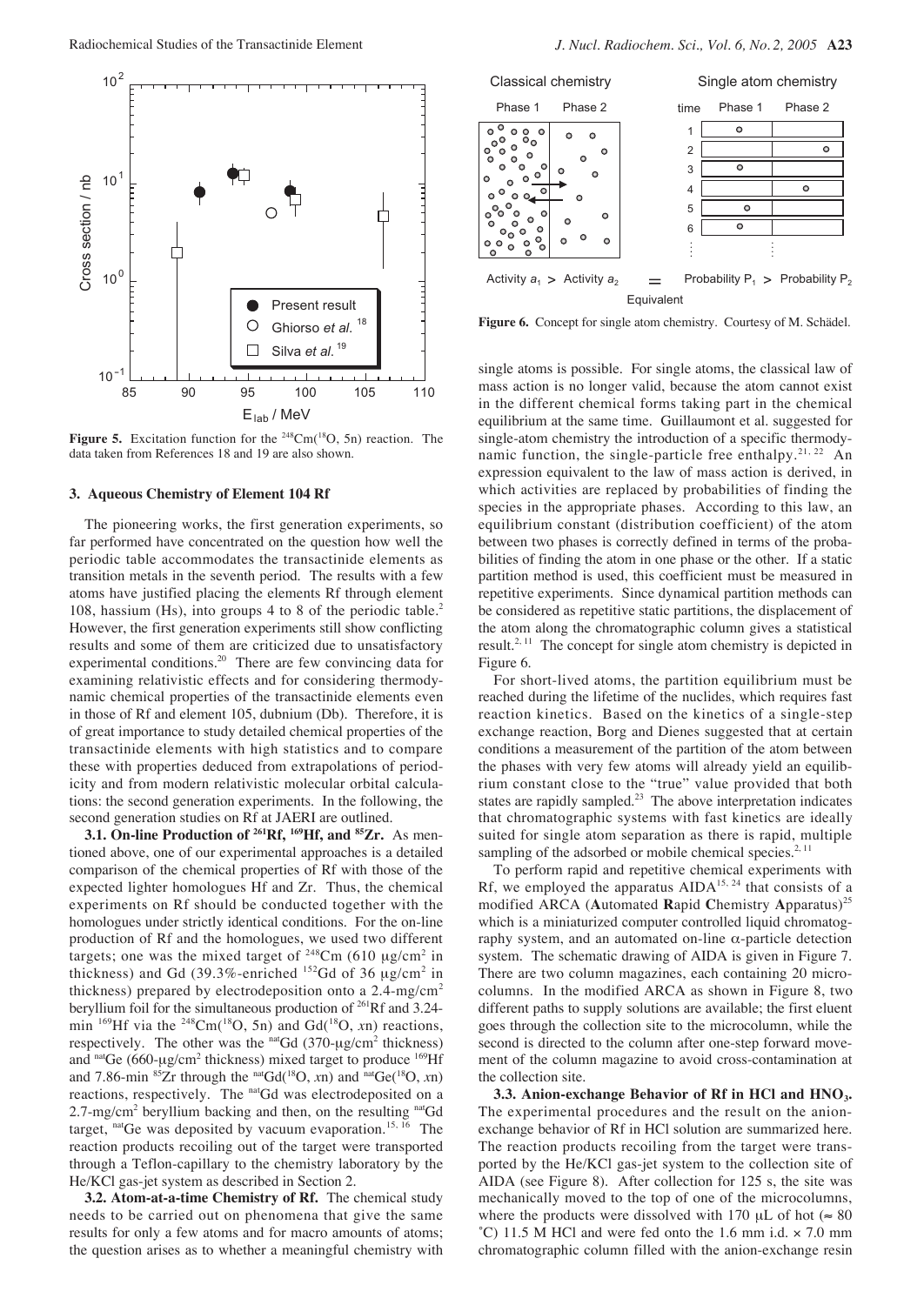**Figure 5.** Excitation function for the $^{248}$Cm($^{18}$O, 5n) reaction. The data taken from References 18 and 19 are also shown.

### 3. Aqueous Chemistry of Element 104 Rf

The pioneering works, the first generation experiments, so far performed have concentrated on the question how well the periodic table accommodates the transactinide elements as transition metals in the seventh period. The results with a few atoms have justified placing the elements Rf through element 108, hassium (Hs), into groups 4 to 8 of the periodic table.[2] However, the first generation experiments still show conflicting results and some of them are criticized due to unsatisfactory experimental conditions.[20] There are few convincing data for examining relativistic effects and for considering thermodynamic chemical properties of the transactinide elements even in those of Rf and element 105, dubnium (Db). Therefore, it is of great importance to study detailed chemical properties of the transactinide elements with high statistics and to compare these with properties deduced from extrapolations of periodicity and from modern relativistic molecular orbital calculations: the second generation experiments. In the following, the second generation studies on Rf at JAERI are outlined.

**3.1. On-line Production of $^{261}$Rf, $^{169}$Hf, and $^{85}$Zr.** As mentioned above, one of our experimental approaches is a detailed comparison of the chemical properties of Rf with those of the expected lighter homologues Hf and Zr. Thus, the chemical experiments on Rf should be conducted together with the homologues under strictly identical conditions. For the on-line production of Rf and the homologues, we used two different targets; one was the mixed target of $^{248}$Cm (610 μg/cm$^2$ in thickness) and Gd (39.3%-enriched $^{152}$Gd of 36 μg/cm$^2$ in thickness) prepared by electrodeposition onto a 2.4-mg/cm$^2$ beryllium foil for the simultaneous production of $^{261}$Rf and 3.24-min $^{169}$Hf via the $^{248}$Cm($^{18}$O, 5n) and Gd($^{18}$O, *x*n) reactions, respectively. The other was the $^{nat}$Gd (370-μg/cm$^2$ thickness) and $^{nat}$Ge (660-μg/cm$^2$ thickness) mixed target to produce $^{169}$Hf and 7.86-min $^{85}$Zr through the $^{nat}$Gd($^{18}$O, *x*n) and $^{nat}$Ge($^{18}$O, *x*n) reactions, respectively. The $^{nat}$Gd was electrodeposited on a 2.7-mg/cm$^2$ beryllium backing and then, on the resulting $^{nat}$Gd target, $^{nat}$Ge was deposited by vacuum evaporation.[15, 16] The reaction products recoiling out of the target were transported through a Teflon-capillary to the chemistry laboratory by the He/KCl gas-jet system as described in Section 2.

**3.2. Atom-at-a-time Chemistry of Rf.** The chemical study needs to be carried out on phenomena that give the same results for only a few atoms and for macro amounts of atoms; the question arises as to whether a meaningful chemistry with single atoms is possible. For single atoms, the classical law of mass action is no longer valid, because the atom cannot exist in the different chemical forms taking part in the chemical equilibrium at the same time. Guillaumont et al. suggested for single-atom chemistry the introduction of a specific thermodynamic function, the single-particle free enthalpy.[21, 22] An expression equivalent to the law of mass action is derived, in which activities are replaced by probabilities of finding the species in the appropriate phases. According to this law, an equilibrium constant (distribution coefficient) of the atom between two phases is correctly defined in terms of the probabilities of finding the atom in one phase or the other. If a static partition method is used, this coefficient must be measured in repetitive experiments. Since dynamical partition methods can be considered as repetitive static partitions, the displacement of the atom along the chromatographic column gives a statistical result.[2, 11] The concept for single atom chemistry is depicted in Figure 6.

**Figure 6.** Concept for single atom chemistry. Courtesy of M. Schädel.

For short-lived atoms, the partition equilibrium must be reached during the lifetime of the nuclides, which requires fast reaction kinetics. Based on the kinetics of a single-step exchange reaction, Borg and Dienes suggested that at certain conditions a measurement of the partition of the atom between the phases with very few atoms will already yield an equilibrium constant close to the "true" value provided that both states are rapidly sampled.[23] The above interpretation indicates that chromatographic systems with fast kinetics are ideally suited for single atom separation as there is rapid, multiple sampling of the adsorbed or mobile chemical species.[2, 11]

To perform rapid and repetitive chemical experiments with Rf, we employed the apparatus AIDA[15, 24] that consists of a modified ARCA (**A**utomated **R**apid **C**hemistry **A**pparatus)[25] which is a miniaturized computer controlled liquid chromatography system, and an automated on-line α-particle detection system. The schematic drawing of AIDA is given in Figure 7. There are two column magazines, each containing 20 microcolumns. In the modified ARCA as shown in Figure 8, two different paths to supply solutions are available; the first eluent goes through the collection site to the microcolumn, while the second is directed to the column after one-step forward movement of the column magazine to avoid cross-contamination at the collection site.

**3.3. Anion-exchange Behavior of Rf in HCl and $HNO_3$.** The experimental procedures and the result on the anion-exchange behavior of Rf in HCl solution are summarized here. The reaction products recoiling from the target were transported by the He/KCl gas-jet system to the collection site of AIDA (see Figure 8). After collection for 125 s, the site was mechanically moved to the top of one of the microcolumns, where the products were dissolved with 170 μL of hot (≈ 80 °C) 11.5 M HCl and were fed onto the 1.6 mm i.d. × 7.0 mm chromatographic column filled with the anion-exchange resin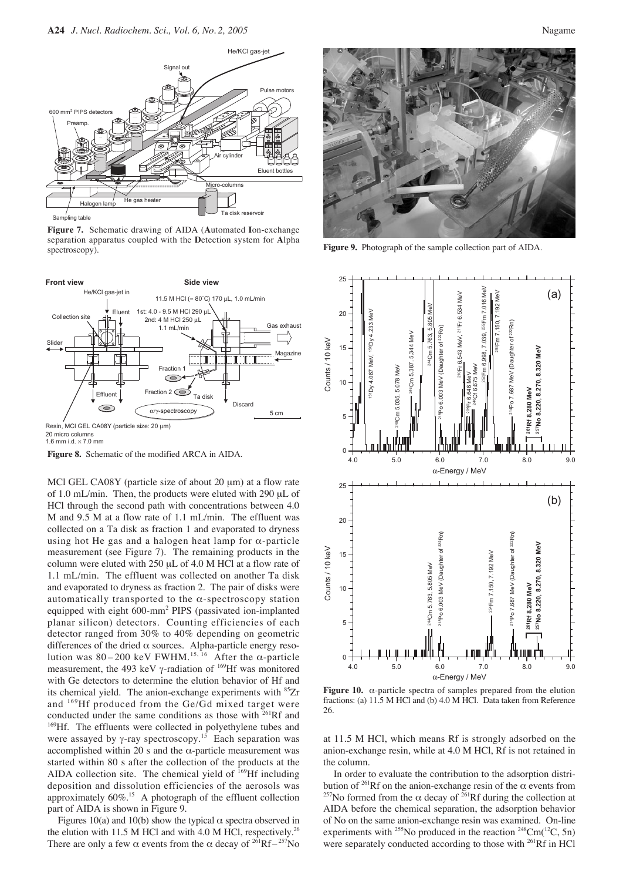**Figure 7.** Schematic drawing of AIDA (**A**utomated **I**on-exchange separation apparatus coupled with the **D**etection system for **A**lpha spectroscopy).

**Figure 8.** Schematic of the modified ARCA in AIDA.

MCl GEL CA08Y (particle size of about 20 μm) at a flow rate of 1.0 mL/min. Then, the products were eluted with 290 μL of HCl through the second path with concentrations between 4.0 M and 9.5 M at a flow rate of 1.1 mL/min. The effluent was collected on a Ta disk as fraction 1 and evaporated to dryness using hot He gas and a halogen heat lamp for α-particle measurement (see Figure 7). The remaining products in the column were eluted with 250 μL of 4.0 M HCl at a flow rate of 1.1 mL/min. The effluent was collected on another Ta disk and evaporated to dryness as fraction 2. The pair of disks were automatically transported to the α-spectroscopy station equipped with eight 600-mm$^2$ PIPS (passivated ion-implanted planar silicon) detectors. Counting efficiencies of each detector ranged from 30% to 40% depending on geometric differences of the dried α sources. Alpha-particle energy resolution was 80 – 200 keV FWHM.[15, 16] After the α-particle measurement, the 493 keV γ-radiation of $^{169}$Hf was monitored with Ge detectors to determine the elution behavior of Hf and its chemical yield. The anion-exchange experiments with $^{85}$Zr and $^{169}$Hf produced from the Ge/Gd mixed target were conducted under the same conditions as those with $^{261}$Rf and $^{169}$Hf. The effluents were collected in polyethylene tubes and were assayed by γ-ray spectroscopy.[15] Each separation was accomplished within 20 s and the α-particle measurement was started within 80 s after the collection of the products at the AIDA collection site. The chemical yield of $^{169}$Hf including deposition and dissolution efficiencies of the aerosols was approximately 60%.[15] A photograph of the effluent collection part of AIDA is shown in Figure 9.

Figures 10(a) and 10(b) show the typical α spectra observed in the elution with 11.5 M HCl and with 4.0 M HCl, respectively.[26] There are only a few α events from the α decay of $^{261}$Rf – $^{257}$No at 11.5 M HCl, which means Rf is strongly adsorbed on the anion-exchange resin, while at 4.0 M HCl, Rf is not retained in the column.

**Figure 9.** Photograph of the sample collection part of AIDA.

**Figure 10.** α-particle spectra of samples prepared from the elution fractions: (a) 11.5 M HCl and (b) 4.0 M HCl. Data taken from Reference 26.

In order to evaluate the contribution to the adsorption distribution of $^{261}$Rf on the anion-exchange resin of the α events from $^{257}$No formed from the α decay of $^{261}$Rf during the collection at AIDA before the chemical separation, the adsorption behavior of No on the same anion-exchange resin was examined. On-line experiments with $^{255}$No produced in the reaction $^{248}$Cm($^{12}$C, 5n) were separately conducted according to those with $^{261}$Rf in HCl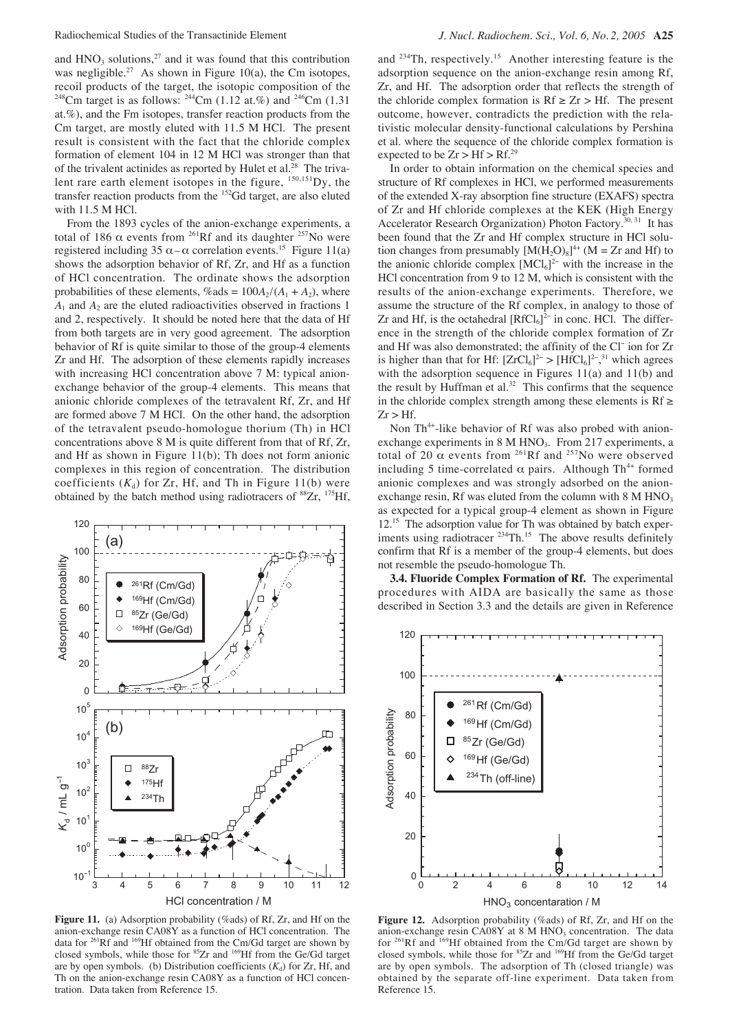and $HNO_3$ solutions,[27] and it was found that this contribution was negligible.[27] As shown in Figure 10(a), the Cm isotopes, recoil products of the target, the isotopic composition of the $^{248}$Cm target is as follows: $^{244}$Cm (1.12 at.%) and $^{246}$Cm (1.31 at.%), and the Fm isotopes, transfer reaction products from the Cm target, are mostly eluted with 11.5 M HCl. The present result is consistent with the fact that the chloride complex formation of element 104 in 12 M HCl was stronger than that of the trivalent actinides as reported by Hulet et al.[28] The trivalent rare earth element isotopes in the figure, $^{150,151}$Dy, the transfer reaction products from the $^{152}$Gd target, are also eluted with 11.5 M HCl.

From the 1893 cycles of the anion-exchange experiments, a total of 186 $\alpha$ events from $^{261}$Rf and its daughter $^{257}$No were registered including 35 $\alpha-\alpha$ correlation events.[15] Figure 11(a) shows the adsorption behavior of Rf, Zr, and Hf as a function of HCl concentration. The ordinate shows the adsorption probabilities of these elements, $\%\text{ads} = 100A_2/(A_1 + A_2)$, where $A_1$ and $A_2$ are the eluted radioactivities observed in fractions 1 and 2, respectively. It should be noted here that the data of Hf from both targets are in very good agreement. The adsorption behavior of Rf is quite similar to those of the group-4 elements Zr and Hf. The adsorption of these elements rapidly increases with increasing HCl concentration above 7 M: typical anion-exchange behavior of the group-4 elements. This means that anionic chloride complexes of the tetravalent Rf, Zr, and Hf are formed above 7 M HCl. On the other hand, the adsorption of the tetravalent pseudo-homologue thorium (Th) in HCl concentrations above 8 M is quite different from that of Rf, Zr, and Hf as shown in Figure 11(b); Th does not form anionic complexes in this region of concentration. The distribution coefficients ($K_d$) for Zr, Hf, and Th in Figure 11(b) were obtained by the batch method using radiotracers of $^{88}$Zr, $^{175}$Hf, and $^{234}$Th, respectively.[15] Another interesting feature is the adsorption sequence on the anion-exchange resin among Rf, Zr, and Hf. The adsorption order that reflects the strength of the chloride complex formation is Rf ≥ Zr > Hf. The present outcome, however, contradicts the prediction with the relativistic molecular density-functional calculations by Pershina et al. where the sequence of the chloride complex formation is expected to be Zr > Hf > Rf.[29]

**Figure 11.** (a) Adsorption probability (%ads) of Rf, Zr, and Hf on the anion-exchange resin CA08Y as a function of HCl concentration. The data for $^{261}$Rf and $^{169}$Hf obtained from the Cm/Gd target are shown by closed symbols, while those for $^{85}$Zr and $^{169}$Hf from the Ge/Gd target are by open symbols. (b) Distribution coefficients ($K_d$) for Zr, Hf, and Th on the anion-exchange resin CA08Y as a function of HCl concentration. Data taken from Reference 15.

In order to obtain information on the chemical species and structure of Rf complexes in HCl, we performed measurements of the extended X-ray absorption fine structure (EXAFS) spectra of Zr and Hf chloride complexes at the KEK (High Energy Accelerator Research Organization) Photon Factory.[30, 31] It has been found that the Zr and Hf complex structure in HCl solution changes from presumably $[M(H_2O)_8]^{4+}$ (M = Zr and Hf) to the anionic chloride complex $[MCl_6]^{2-}$ with the increase in the HCl concentration from 9 to 12 M, which is consistent with the results of the anion-exchange experiments. Therefore, we assume the structure of the Rf complex, in analogy to those of Zr and Hf, is the octahedral $[RfCl_6]^{2-}$ in conc. HCl. The difference in the strength of the chloride complex formation of Zr and Hf was also demonstrated; the affinity of the $Cl^-$ ion for Zr is higher than that for Hf: $[ZrCl_6]^{2-} > [HfCl_6]^{2-}$,[31] which agrees with the adsorption sequence in Figures 11(a) and 11(b) and the result by Huffman et al.[32] This confirms that the sequence in the chloride complex strength among these elements is Rf ≥ Zr > Hf.

Non $Th^{4+}$-like behavior of Rf was also probed with anion-exchange experiments in 8 M $HNO_3$. From 217 experiments, a total of 20 $\alpha$ events from $^{261}$Rf and $^{257}$No were observed including 5 time-correlated $\alpha$ pairs. Although $Th^{4+}$ formed anionic complexes and was strongly adsorbed on the anion-exchange resin, Rf was eluted from the column with 8 M $HNO_3$ as expected for a typical group-4 element as shown in Figure 12.[15] The adsorption value for Th was obtained by batch experiments using radiotracer $^{234}$Th.[15] The above results definitely confirm that Rf is a member of the group-4 elements, but does not resemble the pseudo-homologue Th.

**3.4. Fluoride Complex Formation of Rf.** The experimental procedures with AIDA are basically the same as those described in Section 3.3 and the details are given in Reference

**Figure 12.** Adsorption probability (%ads) of Rf, Zr, and Hf on the anion-exchange resin CA08Y at 8 M $HNO_3$ concentration. The data for $^{261}$Rf and $^{169}$Hf obtained from the Cm/Gd target are shown by closed symbols, while those for $^{85}$Zr and $^{169}$Hf from the Ge/Gd target are by open symbols. The adsorption of Th (closed triangle) was obtained by the separate off-line experiment. Data taken from Reference 15.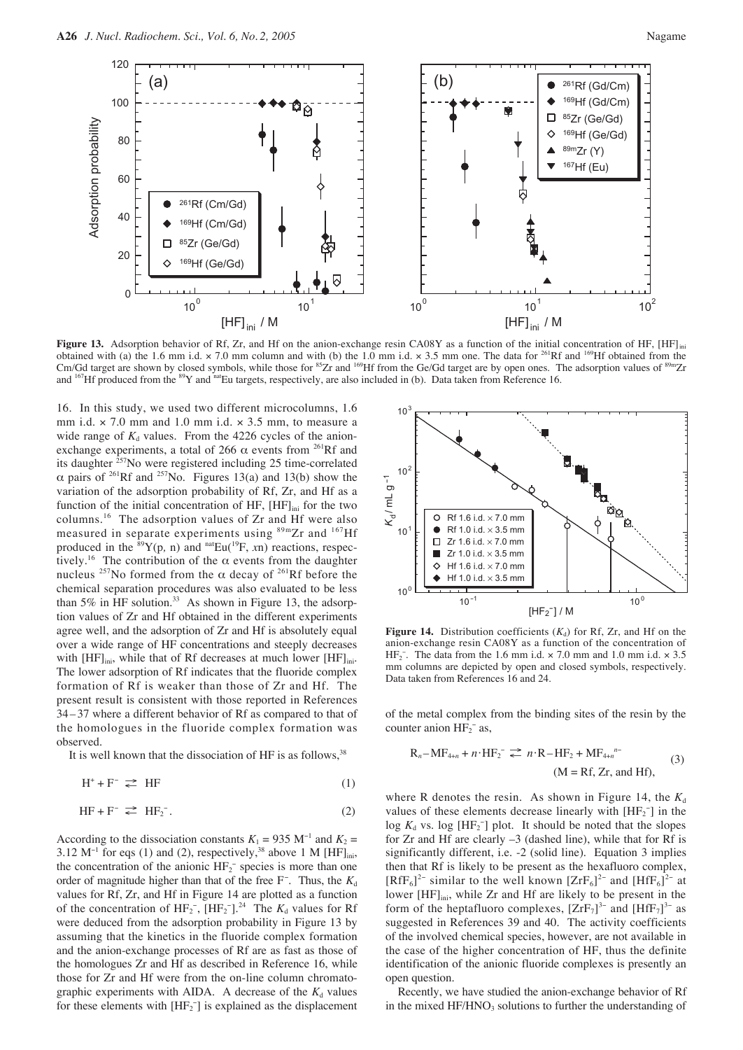**Figure 13.** Adsorption behavior of Rf, Zr, and Hf on the anion-exchange resin CA08Y as a function of the initial concentration of HF, $[HF]_{ini}$ obtained with (a) the 1.6 mm i.d. × 7.0 mm column and with (b) the 1.0 mm i.d. × 3.5 mm one. The data for $^{261}$Rf and $^{169}$Hf obtained from the Cm/Gd target are shown by closed symbols, while those for $^{85}$Zr and $^{169}$Hf from the Ge/Gd target are by open ones. The adsorption values of $^{89m}$Zr and $^{167}$Hf produced from the $^{89}$Y and $^{nat}$Eu targets, respectively, are also included in (b). Data taken from Reference 16.

16. In this study, we used two different microcolumns, 1.6 mm i.d. × 7.0 mm and 1.0 mm i.d. × 3.5 mm, to measure a wide range of $K_d$ values. From the 4226 cycles of the anion-exchange experiments, a total of 266 α events from $^{261}$Rf and its daughter $^{257}$No were registered including 25 time-correlated α pairs of $^{261}$Rf and $^{257}$No. Figures 13(a) and 13(b) show the variation of the adsorption probability of Rf, Zr, and Hf as a function of the initial concentration of HF, $[HF]_{ini}$ for the two columns.[16] The adsorption values of Zr and Hf were also measured in separate experiments using $^{89m}$Zr and $^{167}$Hf produced in the $^{89}$Y(p, n) and $^{nat}$Eu($^{19}$F, $x$n) reactions, respectively.[16] The contribution of the α events from the daughter nucleus $^{257}$No formed from the α decay of $^{261}$Rf before the chemical separation procedures was also evaluated to be less than 5% in HF solution.[33] As shown in Figure 13, the adsorption values of Zr and Hf obtained in the different experiments agree well, and the adsorption of Zr and Hf is absolutely equal over a wide range of HF concentrations and steeply decreases with $[HF]_{ini}$, while that of Rf decreases at much lower $[HF]_{ini}$. The lower adsorption of Rf indicates that the fluoride complex formation of Rf is weaker than those of Zr and Hf. The present result is consistent with those reported in References 34–37 where a different behavior of Rf as compared to that of the homologues in the fluoride complex formation was observed.

It is well known that the dissociation of HF is as follows,[38]

$$H^+ + F^- \rightleftarrows HF \tag{1}$$

$$HF + F^- \rightleftarrows HF_2^-. \tag{2}$$

According to the dissociation constants $K_1$ = 935 $M^{-1}$ and $K_2$ = 3.12 $M^{-1}$ for eqs (1) and (2), respectively,[38] above 1 M $[HF]_{ini}$, the concentration of the anionic $HF_2^-$ species is more than one order of magnitude higher than that of the free $F^-$. Thus, the $K_d$ values for Rf, Zr, and Hf in Figure 14 are plotted as a function of the concentration of $HF_2^-$, $[HF_2^-]$.[24] The $K_d$ values for Rf were deduced from the adsorption probability in Figure 13 by assuming that the kinetics in the fluoride complex formation and the anion-exchange processes of Rf are as fast as those of the homologues Zr and Hf as described in Reference 16, while those for Zr and Hf were from the on-line column chromatographic experiments with AIDA. A decrease of the $K_d$ values for these elements with $[HF_2^-]$ is explained as the displacement of the metal complex from the binding sites of the resin by the counter anion $HF_2^-$ as,

**Figure 14.** Distribution coefficients ($K_d$) for Rf, Zr, and Hf on the anion-exchange resin CA08Y as a function of the concentration of $HF_2^-$. The data from the 1.6 mm i.d. × 7.0 mm and 1.0 mm i.d. × 3.5 mm columns are depicted by open and closed symbols, respectively. Data taken from References 16 and 24.

$$R_n\text{–}MF_{4+n} + n\cdot HF_2^- \rightleftarrows n\cdot R\text{–}HF_2 + MF_{4+n}^{\ n-} \quad (M = Rf, Zr, \text{and } Hf), \tag{3}$$

where R denotes the resin. As shown in Figure 14, the $K_d$ values of these elements decrease linearly with $[HF_2^-]$ in the $\log K_d$ vs. $\log [HF_2^-]$ plot. It should be noted that the slopes for Zr and Hf are clearly –3 (dashed line), while that for Rf is significantly different, i.e. -2 (solid line). Equation 3 implies then that Rf is likely to be present as the hexafluoro complex, $[RfF_6]^{2-}$ similar to the well known $[ZrF_6]^{2-}$ and $[HfF_6]^{2-}$ at lower $[HF]_{ini}$, while Zr and Hf are likely to be present in the form of the heptafluoro complexes, $[ZrF_7]^{3-}$ and $[HfF_7]^{3-}$ as suggested in References 39 and 40. The activity coefficients of the involved chemical species, however, are not available in the case of the higher concentration of HF, thus the definite identification of the anionic fluoride complexes is presently an open question.

Recently, we have studied the anion-exchange behavior of Rf in the mixed $HF/HNO_3$ solutions to further the understanding of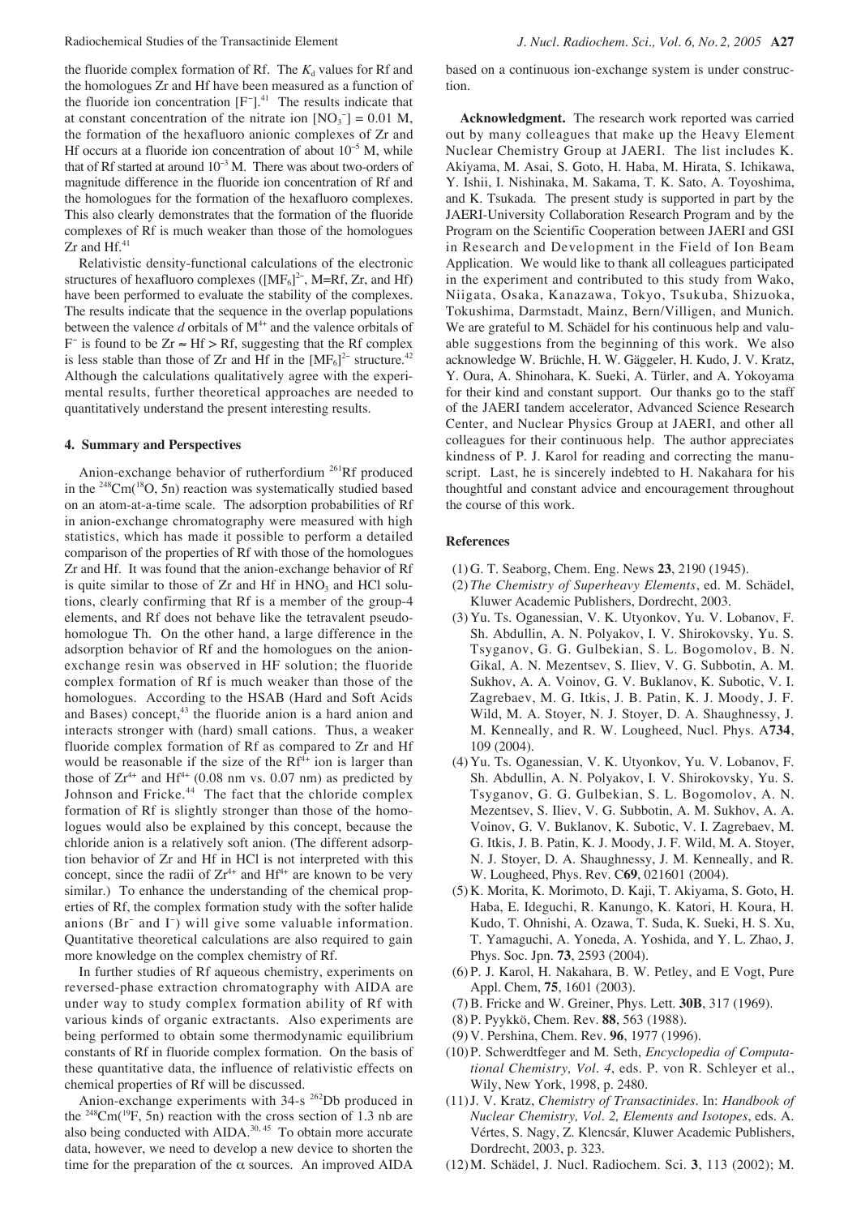the fluoride complex formation of Rf. The $K_d$ values for Rf and the homologues Zr and Hf have been measured as a function of the fluoride ion concentration $[F^-]$.[41] The results indicate that at constant concentration of the nitrate ion $[NO_3^-] = 0.01$ M, the formation of the hexafluoro anionic complexes of Zr and Hf occurs at a fluoride ion concentration of about $10^{-5}$ M, while that of Rf started at around $10^{-3}$ M. There was about two-orders of magnitude difference in the fluoride ion concentration of Rf and the homologues for the formation of the hexafluoro complexes. This also clearly demonstrates that the formation of the fluoride complexes of Rf is much weaker than those of the homologues Zr and Hf.[41]

Relativistic density-functional calculations of the electronic structures of hexafluoro complexes ($[MF_6]^{2-}$, M=Rf, Zr, and Hf) have been performed to evaluate the stability of the complexes. The results indicate that the sequence in the overlap populations between the valence *d* orbitals of $M^{4+}$ and the valence orbitals of $F^-$ is found to be Zr ≈ Hf > Rf, suggesting that the Rf complex is less stable than those of Zr and Hf in the $[MF_6]^{2-}$ structure.[42] Although the calculations qualitatively agree with the experimental results, further theoretical approaches are needed to quantitatively understand the present interesting results.

#### 4. Summary and Perspectives

Anion-exchange behavior of rutherfordium $^{261}$Rf produced in the $^{248}$Cm($^{18}$O, 5n) reaction was systematically studied based on an atom-at-a-time scale. The adsorption probabilities of Rf in anion-exchange chromatography were measured with high statistics, which has made it possible to perform a detailed comparison of the properties of Rf with those of the homologues Zr and Hf. It was found that the anion-exchange behavior of Rf is quite similar to those of Zr and Hf in $HNO_3$ and HCl solutions, clearly confirming that Rf is a member of the group-4 elements, and Rf does not behave like the tetravalent pseudo-homologue Th. On the other hand, a large difference in the adsorption behavior of Rf and the homologues on the anion-exchange resin was observed in HF solution; the fluoride complex formation of Rf is much weaker than those of the homologues. According to the HSAB (Hard and Soft Acids and Bases) concept,[43] the fluoride anion is a hard anion and interacts stronger with (hard) small cations. Thus, a weaker fluoride complex formation of Rf as compared to Zr and Hf would be reasonable if the size of the $Rf^{4+}$ ion is larger than those of $Zr^{4+}$ and $Hf^{4+}$ (0.08 nm vs. 0.07 nm) as predicted by Johnson and Fricke.[44] The fact that the chloride complex formation of Rf is slightly stronger than those of the homologues would also be explained by this concept, because the chloride anion is a relatively soft anion. (The different adsorption behavior of Zr and Hf in HCl is not interpreted with this concept, since the radii of $Zr^{4+}$ and $Hf^{4+}$ are known to be very similar.) To enhance the understanding of the chemical properties of Rf, the complex formation study with the softer halide anions ($Br^-$ and $I^-$) will give some valuable information. Quantitative theoretical calculations are also required to gain more knowledge on the complex chemistry of Rf.

In further studies of Rf aqueous chemistry, experiments on reversed-phase extraction chromatography with AIDA are under way to study complex formation ability of Rf with various kinds of organic extractants. Also experiments are being performed to obtain some thermodynamic equilibrium constants of Rf in fluoride complex formation. On the basis of these quantitative data, the influence of relativistic effects on chemical properties of Rf will be discussed.

Anion-exchange experiments with 34-s $^{262}$Db produced in the $^{248}$Cm($^{19}$F, 5n) reaction with the cross section of 1.3 nb are also being conducted with AIDA.[30, 45] To obtain more accurate data, however, we need to develop a new device to shorten the time for the preparation of the $\alpha$ sources. An improved AIDA based on a continuous ion-exchange system is under construction.

**Acknowledgment.** The research work reported was carried out by many colleagues that make up the Heavy Element Nuclear Chemistry Group at JAERI. The list includes K. Akiyama, M. Asai, S. Goto, H. Haba, M. Hirata, S. Ichikawa, Y. Ishii, I. Nishinaka, M. Sakama, T. K. Sato, A. Toyoshima, and K. Tsukada. The present study is supported in part by the JAERI-University Collaboration Research Program and by the Program on the Scientific Cooperation between JAERI and GSI in Research and Development in the Field of Ion Beam Application. We would like to thank all colleagues participated in the experiment and contributed to this study from Wako, Niigata, Osaka, Kanazawa, Tokyo, Tsukuba, Shizuoka, Tokushima, Darmstadt, Mainz, Bern/Villigen, and Munich. We are grateful to M. Schädel for his continuous help and valuable suggestions from the beginning of this work. We also acknowledge W. Brüchle, H. W. Gäggeler, H. Kudo, J. V. Kratz, Y. Oura, A. Shinohara, K. Sueki, A. Türler, and A. Yokoyama for their kind and constant support. Our thanks go to the staff of the JAERI tandem accelerator, Advanced Science Research Center, and Nuclear Physics Group at JAERI, and other all colleagues for their continuous help. The author appreciates kindness of P. J. Karol for reading and correcting the manuscript. Last, he is sincerely indebted to H. Nakahara for his thoughtful and constant advice and encouragement throughout the course of this work.

#### References

(1) G. T. Seaborg, Chem. Eng. News **23**, 2190 (1945).

(2) *The Chemistry of Superheavy Elements*, ed. M. Schädel, Kluwer Academic Publishers, Dordrecht, 2003.

(3) Yu. Ts. Oganessian, V. K. Utyonkov, Yu. V. Lobanov, F. Sh. Abdullin, A. N. Polyakov, I. V. Shirokovsky, Yu. S. Tsyganov, G. G. Gulbekian, S. L. Bogomolov, B. N. Gikal, A. N. Mezentsev, S. Iliev, V. G. Subbotin, A. M. Sukhov, A. A. Voinov, G. V. Buklanov, K. Subotic, V. I. Zagrebaev, M. G. Itkis, J. B. Patin, K. J. Moody, J. F. Wild, M. A. Stoyer, N. J. Stoyer, D. A. Shaughnessy, J. M. Kenneally, and R. W. Lougheed, Nucl. Phys. A**734**, 109 (2004).

(4) Yu. Ts. Oganessian, V. K. Utyonkov, Yu. V. Lobanov, F. Sh. Abdullin, A. N. Polyakov, I. V. Shirokovsky, Yu. S. Tsyganov, G. G. Gulbekian, S. L. Bogomolov, A. N. Mezentsev, S. Iliev, V. G. Subbotin, A. M. Sukhov, A. A. Voinov, G. V. Buklanov, K. Subotic, V. I. Zagrebaev, M. G. Itkis, J. B. Patin, K. J. Moody, J. F. Wild, M. A. Stoyer, N. J. Stoyer, D. A. Shaughnessy, J. M. Kenneally, and R. W. Lougheed, Phys. Rev. C**69**, 021601 (2004).

(5) K. Morita, K. Morimoto, D. Kaji, T. Akiyama, S. Goto, H. Haba, E. Ideguchi, R. Kanungo, K. Katori, H. Koura, H. Kudo, T. Ohnishi, A. Ozawa, T. Suda, K. Sueki, H. S. Xu, T. Yamaguchi, A. Yoneda, A. Yoshida, and Y. L. Zhao, J. Phys. Soc. Jpn. **73**, 2593 (2004).

(6) P. J. Karol, H. Nakahara, B. W. Petley, and E Vogt, Pure Appl. Chem, **75**, 1601 (2003).

(7) B. Fricke and W. Greiner, Phys. Lett. **30B**, 317 (1969).

(8) P. Pyykkö, Chem. Rev. **88**, 563 (1988).

(9) V. Pershina, Chem. Rev. **96**, 1977 (1996).

(10) P. Schwerdtfeger and M. Seth, *Encyclopedia of Computational Chemistry, Vol. 4*, eds. P. von R. Schleyer et al., Wily, New York, 1998, p. 2480.

(11) J. V. Kratz, *Chemistry of Transactinides*. In: *Handbook of Nuclear Chemistry, Vol. 2, Elements and Isotopes*, eds. A. Vértes, S. Nagy, Z. Klencsár, Kluwer Academic Publishers, Dordrecht, 2003, p. 323.

(12) M. Schädel, J. Nucl. Radiochem. Sci. **3**, 113 (2002); M.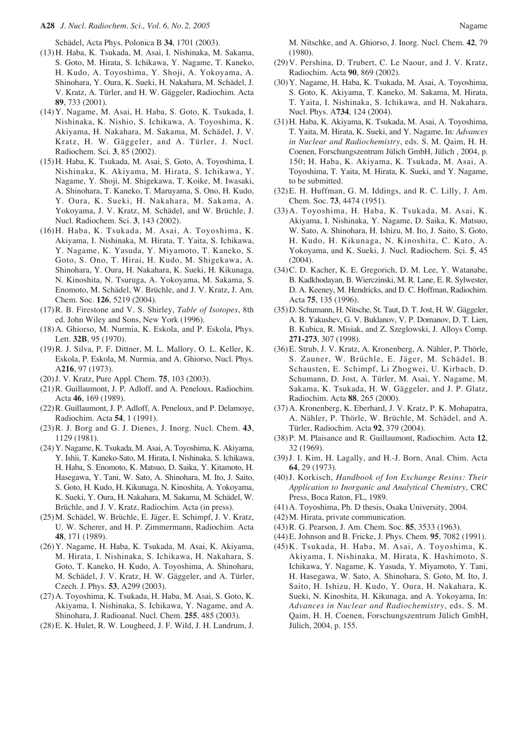Schädel, Acta Phys. Polonica B **34**, 1701 (2003).

(13) H. Haba, K. Tsukada, M. Asai, I. Nishinaka, M. Sakama, S. Goto, M. Hirata, S. Ichikawa, Y. Nagame, T. Kaneko, H. Kudo, A. Toyoshima, Y. Shoji, A. Yokoyama, A. Shinohara, Y. Oura, K. Sueki, H. Nakahara, M. Schädel, J. V. Kratz, A. Türler, and H. W. Gäggeler, Radiochim. Acta **89**, 733 (2001).

(14) Y. Nagame, M. Asai, H. Haba, S. Goto, K. Tsukada, I. Nishinaka, K. Nishio, S. Ichikawa, A. Toyoshima, K. Akiyama, H. Nakahara, M. Sakama, M. Schädel, J. V. Kratz, H. W. Gäggeler, and A. Türler, J. Nucl. Radiochem. Sci. **3**, 85 (2002).

(15) H. Haba, K. Tsukada, M. Asai, S. Goto, A. Toyoshima, I. Nishinaka, K. Akiyama, M. Hirata, S. Ichikawa, Y. Nagame, Y. Shoji, M. Shigekawa, T. Koike, M. Iwasaki, A. Shinohara, T. Kaneko, T. Maruyama, S. Ono, H. Kudo, Y. Oura, K. Sueki, H. Nakahara, M. Sakama, A. Yokoyama, J. V. Kratz, M. Schädel, and W. Brüchle, J. Nucl. Radiochem. Sci. **3**, 143 (2002).

(16) H. Haba, K. Tsukada, M. Asai, A. Toyoshima, K. Akiyama, I. Nishinaka, M. Hirata, T. Yaita, S. Ichikawa, Y. Nagame, K. Yasuda, Y. Miyamoto, T. Kaneko, S. Goto, S. Ono, T. Hirai, H. Kudo, M. Shigekawa, A. Shinohara, Y. Oura, H. Nakahara, K. Sueki, H. Kikunaga, N. Kinoshita, N. Tsuruga, A. Yokoyama, M. Sakama, S. Enomoto, M. Schädel, W. Brüchle, and J. V. Kratz, J. Am. Chem. Soc. **126**, 5219 (2004).

(17) R. B. Firestone and V. S. Shirley, *Table of Isotopes*, 8th ed. John Wiley and Sons, New York (1996).

(18) A. Ghiorso, M. Nurmia, K. Eskola, and P. Eskola, Phys. Lett. **32B**, 95 (1970).

(19) R. J. Silva, P. F. Dittner, M. L. Mallory, O. L. Keller, K. Eskola, P. Eskola, M. Nurmia, and A. Ghiorso, Nucl. Phys. A**216**, 97 (1973).

(20) J. V. Kratz, Pure Appl. Chem. **75**, 103 (2003).

(21) R. Guillaumont, J. P. Adloff, and A. Peneloux, Radiochim. Acta **46**, 169 (1989).

(22) R. Guillaumont, J. P. Adloff, A. Peneloux, and P. Delamoye, Radiochim. Acta **54**, 1 (1991).

(23) R. J. Borg and G. J. Dienes, J. Inorg. Nucl. Chem. **43**, 1129 (1981).

(24) Y. Nagame, K. Tsukada, M. Asai, A. Toyoshima, K. Akiyama, Y. Ishii, T. Kaneko-Sato, M. Hirata, I. Nishinaka, S. Ichikawa, H. Haba, S. Enomoto, K. Matsuo, D. Saika, Y. Kitamoto, H. Hasegawa, Y. Tani, W. Sato, A. Shinohara, M. Ito, J. Saito, S. Goto, H. Kudo, H. Kikunaga, N. Kinoshita, A. Yokoyama, K. Sueki, Y. Oura, H. Nakahara, M. Sakama, M. Schädel, W. Brüchle, and J. V. Kratz, Radiochim. Acta (in press).

(25) M. Schädel, W. Brüchle, E. Jäger, E. Schimpf, J. V. Kratz, U. W. Scherer, and H. P. Zimmermann, Radiochim. Acta **48**, 171 (1989).

(26) Y. Nagame, H. Haba, K. Tsukada, M. Asai, K. Akiyama, M. Hirata, I. Nishinaka, S. Ichikawa, H. Nakahara, S. Goto, T. Kaneko, H. Kudo, A. Toyoshima, A. Shinohara, M. Schädel, J. V. Kratz, H. W. Gäggeler, and A. Türler, Czech. J. Phys. **53**, A299 (2003).

(27) A. Toyoshima, K. Tsukada, H. Haba, M. Asai, S. Goto, K. Akiyama, I. Nishinaka, S. Ichikawa, Y. Nagame, and A. Shinohara, J. Radioanal. Nucl. Chem. **255**, 485 (2003).

(28) E. K. Hulet, R. W. Lougheed, J. F. Wild, J. H. Landrum, J. M. Nitschke, and A. Ghiorso, J. Inorg. Nucl. Chem. **42**, 79 (1980).

(29) V. Pershina, D. Trubert, C. Le Naour, and J. V. Kratz, Radiochim. Acta **90**, 869 (2002).

(30) Y. Nagame, H. Haba, K. Tsukada, M. Asai, A. Toyoshima, S. Goto, K. Akiyama, T. Kaneko, M. Sakama, M. Hirata, T. Yaita, I. Nishinaka, S. Ichikawa, and H. Nakahara, Nucl. Phys. A**734**, 124 (2004).

(31) H. Haba, K. Akiyama, K. Tsukada, M. Asai, A. Toyoshima, T. Yaita, M. Hirata, K. Sueki, and Y. Nagame, In: *Advances in Nuclear and Radiochemistry*, eds. S. M. Qaim, H. H. Coenen, Forschungszentrum Jülich GmbH, Jülich , 2004, p. 150; H. Haba, K. Akiyama, K. Tsukada, M. Asai, A. Toyoshima, T. Yaita, M. Hirata, K. Sueki, and Y. Nagame, to be submitted.

(32) E. H. Huffman, G. M. Iddings, and R. C. Lilly, J. Am. Chem. Soc. **73**, 4474 (1951).

(33) A. Toyoshima, H. Haba, K. Tsukada, M. Asai, K. Akiyama, I. Nishinaka, Y. Nagame, D. Saika, K. Matsuo, W. Sato, A. Shinohara, H. Ishizu, M. Ito, J. Saito, S. Goto, H. Kudo, H. Kikunaga, N. Kinoshita, C. Kato, A. Yokoyama, and K. Sueki, J. Nucl. Radiochem. Sci. **5**, 45 (2004).

(34) C. D. Kacher, K. E. Gregorich, D. M. Lee, Y. Watanabe, B. Kadkhodayan, B. Wierczinski, M. R. Lane, E. R. Sylwester, D. A. Keeney, M. Hendricks, and D. C. Hoffman, Radiochim. Acta **75**, 135 (1996).

(35) D. Schumann, H. Nitsche, St. Taut, D. T. Jost, H. W. Gäggeler, A. B. Yakushev, G. V. Buklanov, V. P. Domanov, D. T. Lien, B. Kubica, R. Misiak, and Z. Szeglowski, J. Alloys Comp. **271-273**, 307 (1998).

(36) E. Strub, J. V. Kratz, A. Kronenberg, A. Nähler, P. Thörle, S. Zauner, W. Brüchle, E. Jäger, M. Schädel, B. Schausten, E. Schimpf, Li Zhogwei, U. Kirbach, D. Schumann, D. Jost, A. Türler, M. Asai, Y. Nagame, M. Sakama, K. Tsukada, H. W. Gäggeler, and J. P. Glatz, Radiochim. Acta **88**, 265 (2000).

(37) A. Kronenberg, K. Eberhard, J. V. Kratz, P. K. Mohapatra, A. Nähler, P. Thörle, W. Brüchle, M. Schädel, and A. Türler, Radiochim. Acta **92**, 379 (2004).

(38) P. M. Plaisance and R. Guillaumont, Radiochim. Acta **12**, 32 (1969).

(39) J. I. Kim, H. Lagally, and H.-J. Born, Anal. Chim. Acta **64**, 29 (1973).

(40) J. Korkisch, *Handbook of Ion Exchange Resins: Their Application to Inorganic and Analytical Chemistry*, CRC Press, Boca Raton, FL, 1989.

(41) A. Toyoshima, Ph. D thesis, Osaka University, 2004.

(42) M. Hirata, private communication.

(43) R. G. Pearson, J. Am. Chem. Soc. **85**, 3533 (1963).

(44) E. Johnson and B. Fricke, J. Phys. Chem. **95**, 7082 (1991).

(45) K. Tsukada, H. Haba, M. Asai, A. Toyoshima, K. Akiyama, I. Nishinaka, M. Hirata, K. Hashimoto, S. Ichikawa, Y. Nagame, K. Yasuda, Y. Miyamoto, Y. Tani, H. Hasegawa, W. Sato, A. Shinohara, S. Goto, M. Ito, J. Saito, H. Ishizu, H. Kudo, Y. Oura, H. Nakahara, K. Sueki, N. Kinoshita, H. Kikunaga, and A. Yokoyama, In: *Advances in Nuclear and Radiochemistry*, eds. S. M. Qaim, H. H. Coenen, Forschungszentrum Jülich GmbH, Jülich, 2004, p. 155.